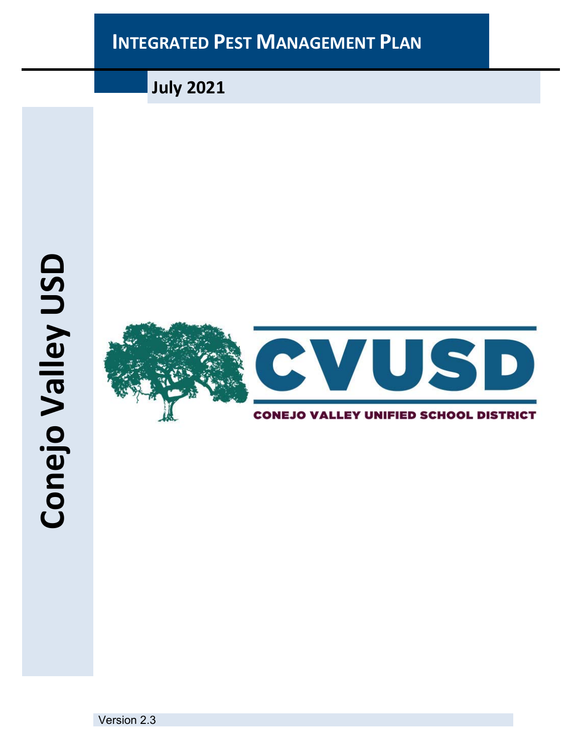# INTEGRATED PEST MANAGEMENT PLAN

**July 2021**

**Conejo Valley USD**

CVUSD

CONEJO VALLEY UNIFIED SCHOOL DISTRICT

Version 2.3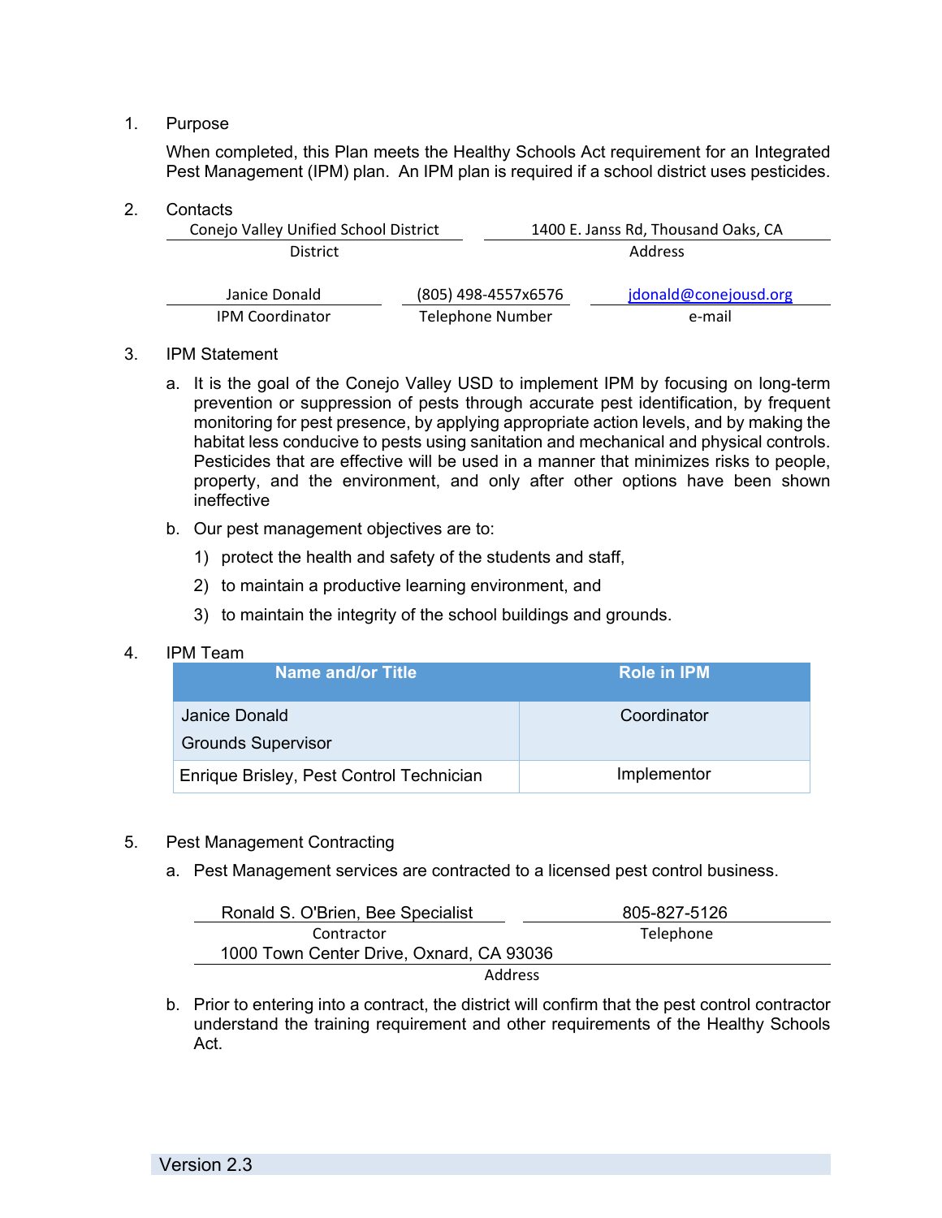1. Purpose

   When completed, this Plan meets the Healthy Schools Act requirement for an Integrated Pest Management (IPM) plan. An IPM plan is required if a school district uses pesticides.

2. Contacts

| District | Address |
|---|---|
| Conejo Valley Unified School District | 1400 E. Janss Rd, Thousand Oaks, CA |

| IPM Coordinator | Telephone Number | e-mail |
|---|---|---|
| Janice Donald | (805) 498-4557x6576 | jdonald@conejousd.org |

3. IPM Statement

   a. It is the goal of the Conejo Valley USD to implement IPM by focusing on long-term prevention or suppression of pests through accurate pest identification, by frequent monitoring for pest presence, by applying appropriate action levels, and by making the habitat less conducive to pests using sanitation and mechanical and physical controls. Pesticides that are effective will be used in a manner that minimizes risks to people, property, and the environment, and only after other options have been shown ineffective

   b. Our pest management objectives are to:

      1) protect the health and safety of the students and staff,

      2) to maintain a productive learning environment, and

      3) to maintain the integrity of the school buildings and grounds.

4. IPM Team

| Name and/or Title | Role in IPM |
|---|---|
| Janice Donald<br>Grounds Supervisor | Coordinator |
| Enrique Brisley, Pest Control Technician | Implementor |

5. Pest Management Contracting

   a. Pest Management services are contracted to a licensed pest control business.

| Contractor | Telephone |
|---|---|
| Ronald S. O'Brien, Bee Specialist | 805-827-5126 |

| Address |
|---|
| 1000 Town Center Drive, Oxnard, CA 93036 |

   b. Prior to entering into a contract, the district will confirm that the pest control contractor understand the training requirement and other requirements of the Healthy Schools Act.

Version 2.3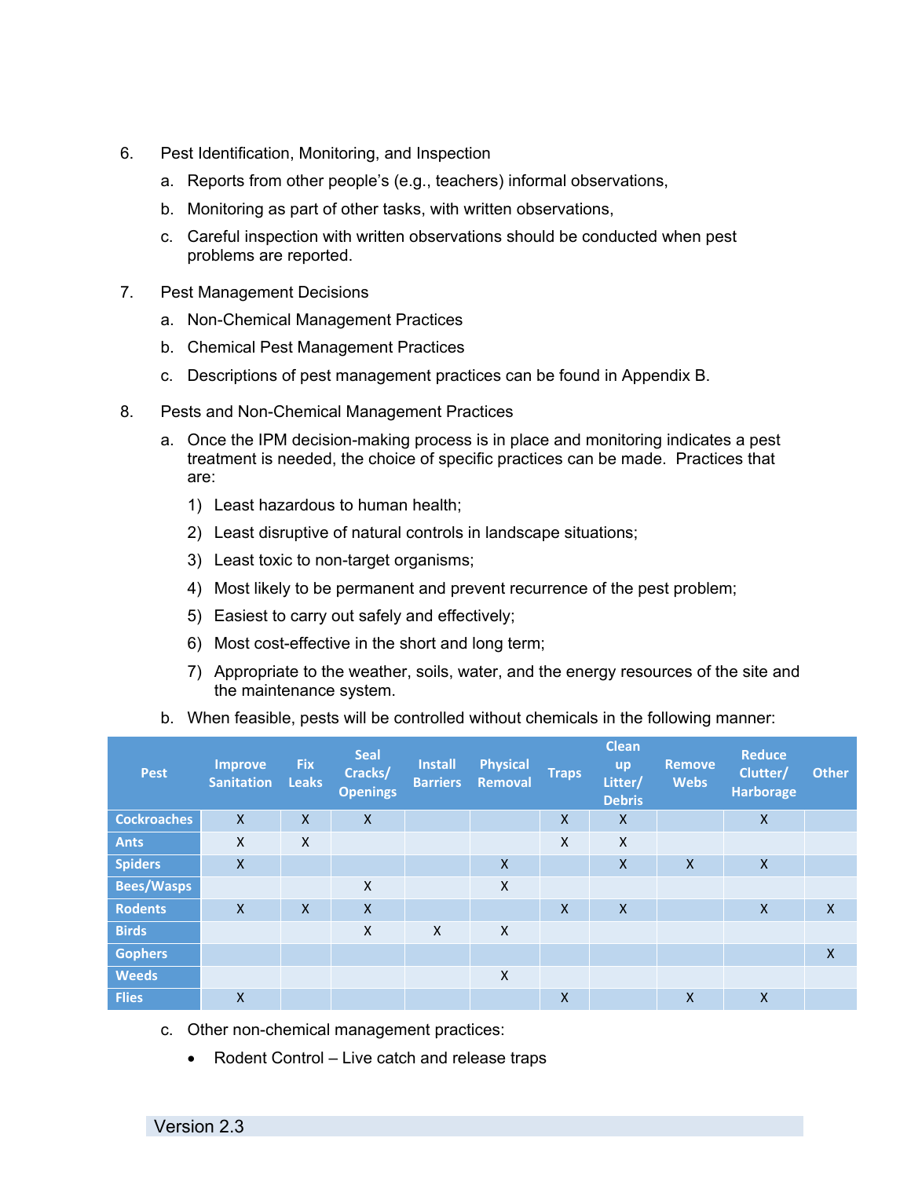6. Pest Identification, Monitoring, and Inspection
   a. Reports from other people's (e.g., teachers) informal observations,
   b. Monitoring as part of other tasks, with written observations,
   c. Careful inspection with written observations should be conducted when pest problems are reported.

7. Pest Management Decisions
   a. Non-Chemical Management Practices
   b. Chemical Pest Management Practices
   c. Descriptions of pest management practices can be found in Appendix B.

8. Pests and Non-Chemical Management Practices
   a. Once the IPM decision-making process is in place and monitoring indicates a pest treatment is needed, the choice of specific practices can be made. Practices that are:
      1) Least hazardous to human health;
      2) Least disruptive of natural controls in landscape situations;
      3) Least toxic to non-target organisms;
      4) Most likely to be permanent and prevent recurrence of the pest problem;
      5) Easiest to carry out safely and effectively;
      6) Most cost-effective in the short and long term;
      7) Appropriate to the weather, soils, water, and the energy resources of the site and the maintenance system.
   b. When feasible, pests will be controlled without chemicals in the following manner:

| Pest | Improve Sanitation | Fix Leaks | Seal Cracks/ Openings | Install Barriers | Physical Removal | Traps | Clean up Litter/ Debris | Remove Webs | Reduce Clutter/ Harborage | Other |
|---|---|---|---|---|---|---|---|---|---|---|
| Cockroaches | X | X | X | | | X | X | | X | |
| Ants | X | X | | | | X | X | | | |
| Spiders | X | | | | X | | X | X | X | |
| Bees/Wasps | | | X | | X | | | | | |
| Rodents | X | X | X | | | X | X | | X | X |
| Birds | | | X | X | X | | | | | |
| Gophers | | | | | | | | | | X |
| Weeds | | | | | X | | | | | |
| Flies | X | | | | | X | | X | X | |

   c. Other non-chemical management practices:
      - Rodent Control – Live catch and release traps

Version 2.3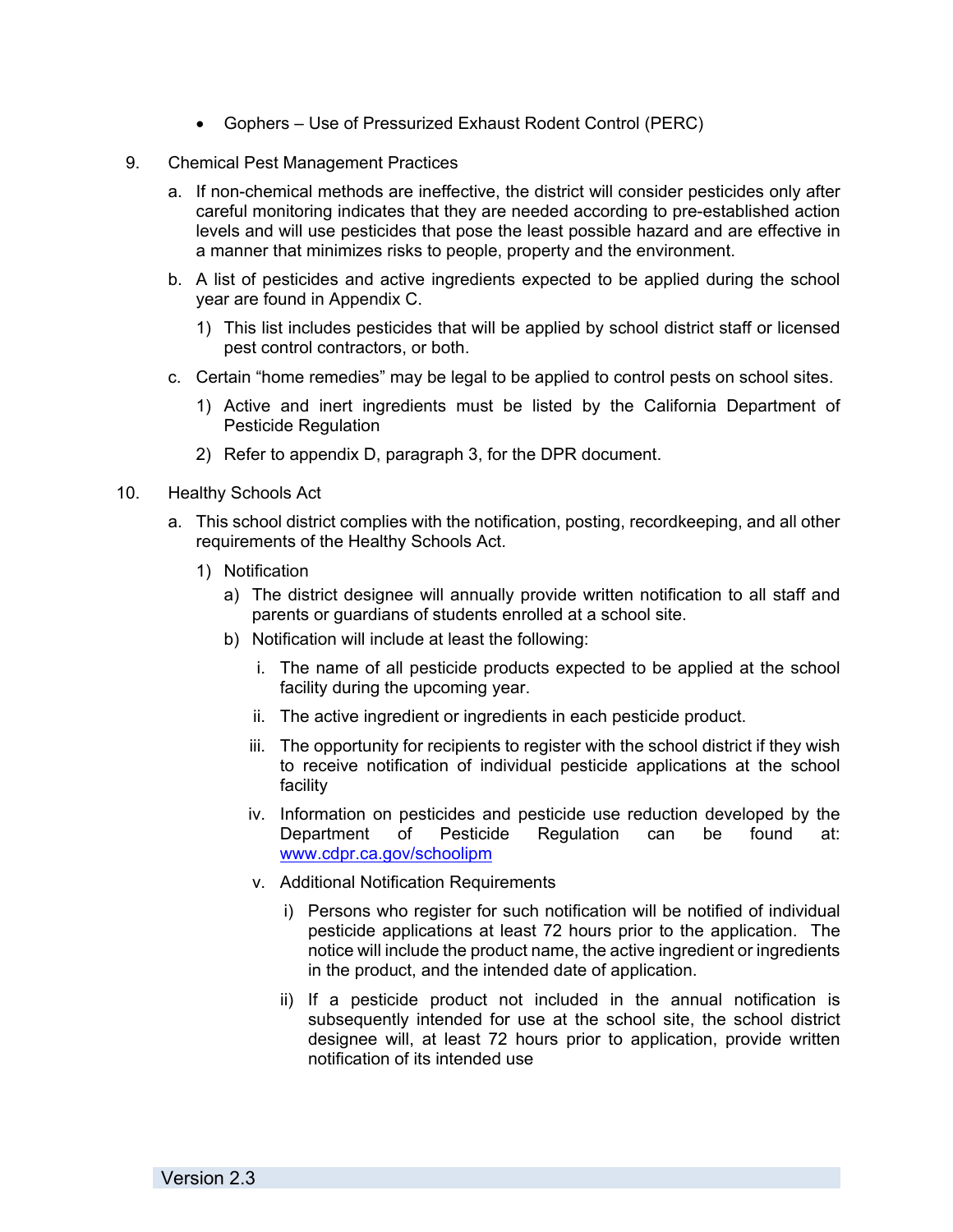- Gophers – Use of Pressurized Exhaust Rodent Control (PERC)

9. Chemical Pest Management Practices

   a. If non-chemical methods are ineffective, the district will consider pesticides only after careful monitoring indicates that they are needed according to pre-established action levels and will use pesticides that pose the least possible hazard and are effective in a manner that minimizes risks to people, property and the environment.

   b. A list of pesticides and active ingredients expected to be applied during the school year are found in Appendix C.

      1) This list includes pesticides that will be applied by school district staff or licensed pest control contractors, or both.

   c. Certain "home remedies" may be legal to be applied to control pests on school sites.

      1) Active and inert ingredients must be listed by the California Department of Pesticide Regulation

      2) Refer to appendix D, paragraph 3, for the DPR document.

10. Healthy Schools Act

    a. This school district complies with the notification, posting, recordkeeping, and all other requirements of the Healthy Schools Act.

       1) Notification

          a) The district designee will annually provide written notification to all staff and parents or guardians of students enrolled at a school site.

          b) Notification will include at least the following:

             i. The name of all pesticide products expected to be applied at the school facility during the upcoming year.

             ii. The active ingredient or ingredients in each pesticide product.

             iii. The opportunity for recipients to register with the school district if they wish to receive notification of individual pesticide applications at the school facility

             iv. Information on pesticides and pesticide use reduction developed by the Department of Pesticide Regulation can be found at: www.cdpr.ca.gov/schoolipm

             v. Additional Notification Requirements

                i) Persons who register for such notification will be notified of individual pesticide applications at least 72 hours prior to the application. The notice will include the product name, the active ingredient or ingredients in the product, and the intended date of application.

                ii) If a pesticide product not included in the annual notification is subsequently intended for use at the school site, the school district designee will, at least 72 hours prior to application, provide written notification of its intended use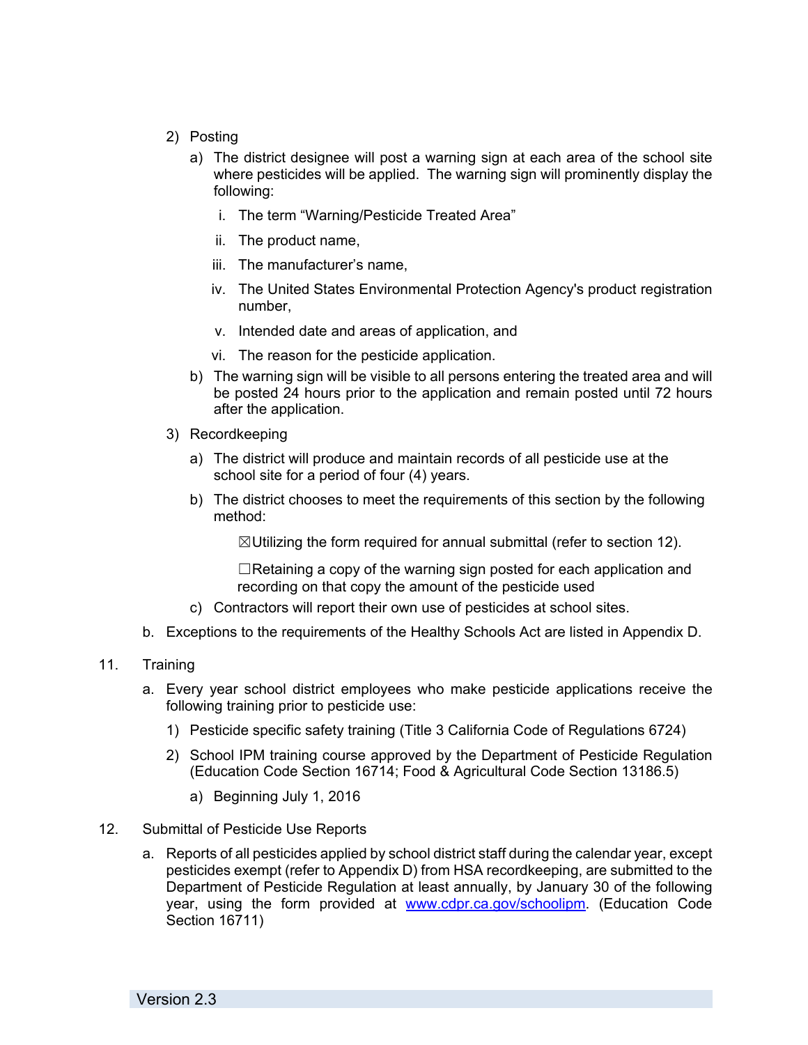2) Posting

   a) The district designee will post a warning sign at each area of the school site where pesticides will be applied. The warning sign will prominently display the following:

      i. The term "Warning/Pesticide Treated Area"

      ii. The product name,

      iii. The manufacturer's name,

      iv. The United States Environmental Protection Agency's product registration number,

      v. Intended date and areas of application, and

      vi. The reason for the pesticide application.

   b) The warning sign will be visible to all persons entering the treated area and will be posted 24 hours prior to the application and remain posted until 72 hours after the application.

3) Recordkeeping

   a) The district will produce and maintain records of all pesticide use at the school site for a period of four (4) years.

   b) The district chooses to meet the requirements of this section by the following method:

      ☒Utilizing the form required for annual submittal (refer to section 12).

      ☐Retaining a copy of the warning sign posted for each application and recording on that copy the amount of the pesticide used

   c) Contractors will report their own use of pesticides at school sites.

b. Exceptions to the requirements of the Healthy Schools Act are listed in Appendix D.

11. Training

   a. Every year school district employees who make pesticide applications receive the following training prior to pesticide use:

      1) Pesticide specific safety training (Title 3 California Code of Regulations 6724)

      2) School IPM training course approved by the Department of Pesticide Regulation (Education Code Section 16714; Food & Agricultural Code Section 13186.5)

         a) Beginning July 1, 2016

12. Submittal of Pesticide Use Reports

   a. Reports of all pesticides applied by school district staff during the calendar year, except pesticides exempt (refer to Appendix D) from HSA recordkeeping, are submitted to the Department of Pesticide Regulation at least annually, by January 30 of the following year, using the form provided at [www.cdpr.ca.gov/schoolipm](http://www.cdpr.ca.gov/schoolipm). (Education Code Section 16711)

Version 2.3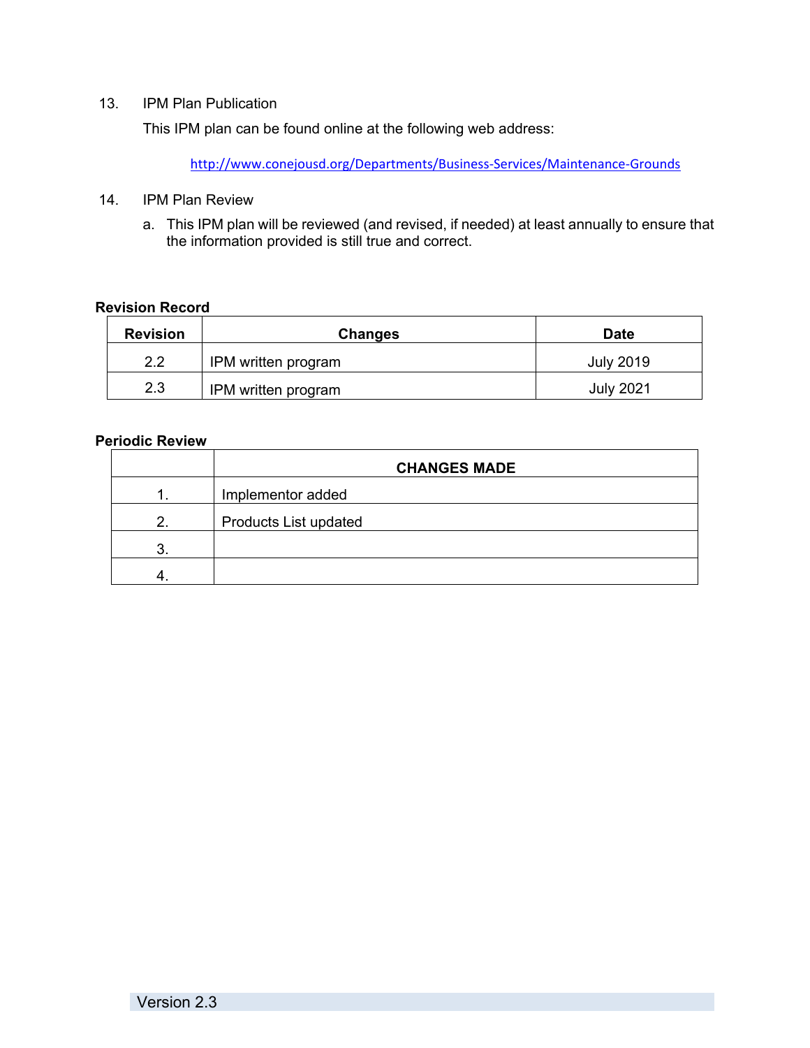13. IPM Plan Publication

    This IPM plan can be found online at the following web address:

    http://www.conejousd.org/Departments/Business-Services/Maintenance-Grounds

14. IPM Plan Review

    a. This IPM plan will be reviewed (and revised, if needed) at least annually to ensure that the information provided is still true and correct.

**Revision Record**

| Revision | Changes | Date |
|---|---|---|
| 2.2 | IPM written program | July 2019 |
| 2.3 | IPM written program | July 2021 |

**Periodic Review**

| | CHANGES MADE |
|---|---|
| 1. | Implementor added |
| 2. | Products List updated |
| 3. | |
| 4. | |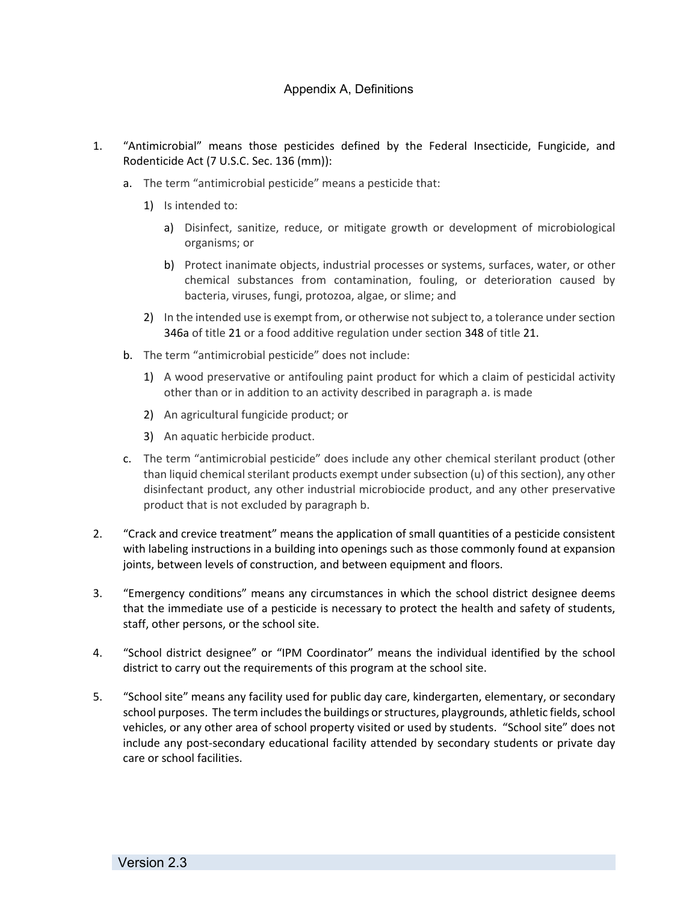## Appendix A, Definitions

1. "Antimicrobial" means those pesticides defined by the Federal Insecticide, Fungicide, and Rodenticide Act (7 U.S.C. Sec. 136 (mm)):

   a. The term "antimicrobial pesticide" means a pesticide that:

      1) Is intended to:

         a) Disinfect, sanitize, reduce, or mitigate growth or development of microbiological organisms; or

         b) Protect inanimate objects, industrial processes or systems, surfaces, water, or other chemical substances from contamination, fouling, or deterioration caused by bacteria, viruses, fungi, protozoa, algae, or slime; and

      2) In the intended use is exempt from, or otherwise not subject to, a tolerance under section 346a of title 21 or a food additive regulation under section 348 of title 21.

   b. The term "antimicrobial pesticide" does not include:

      1) A wood preservative or antifouling paint product for which a claim of pesticidal activity other than or in addition to an activity described in paragraph a. is made

      2) An agricultural fungicide product; or

      3) An aquatic herbicide product.

   c. The term "antimicrobial pesticide" does include any other chemical sterilant product (other than liquid chemical sterilant products exempt under subsection (u) of this section), any other disinfectant product, any other industrial microbiocide product, and any other preservative product that is not excluded by paragraph b.

2. "Crack and crevice treatment" means the application of small quantities of a pesticide consistent with labeling instructions in a building into openings such as those commonly found at expansion joints, between levels of construction, and between equipment and floors.

3. "Emergency conditions" means any circumstances in which the school district designee deems that the immediate use of a pesticide is necessary to protect the health and safety of students, staff, other persons, or the school site.

4. "School district designee" or "IPM Coordinator" means the individual identified by the school district to carry out the requirements of this program at the school site.

5. "School site" means any facility used for public day care, kindergarten, elementary, or secondary school purposes. The term includes the buildings or structures, playgrounds, athletic fields, school vehicles, or any other area of school property visited or used by students. "School site" does not include any post-secondary educational facility attended by secondary students or private day care or school facilities.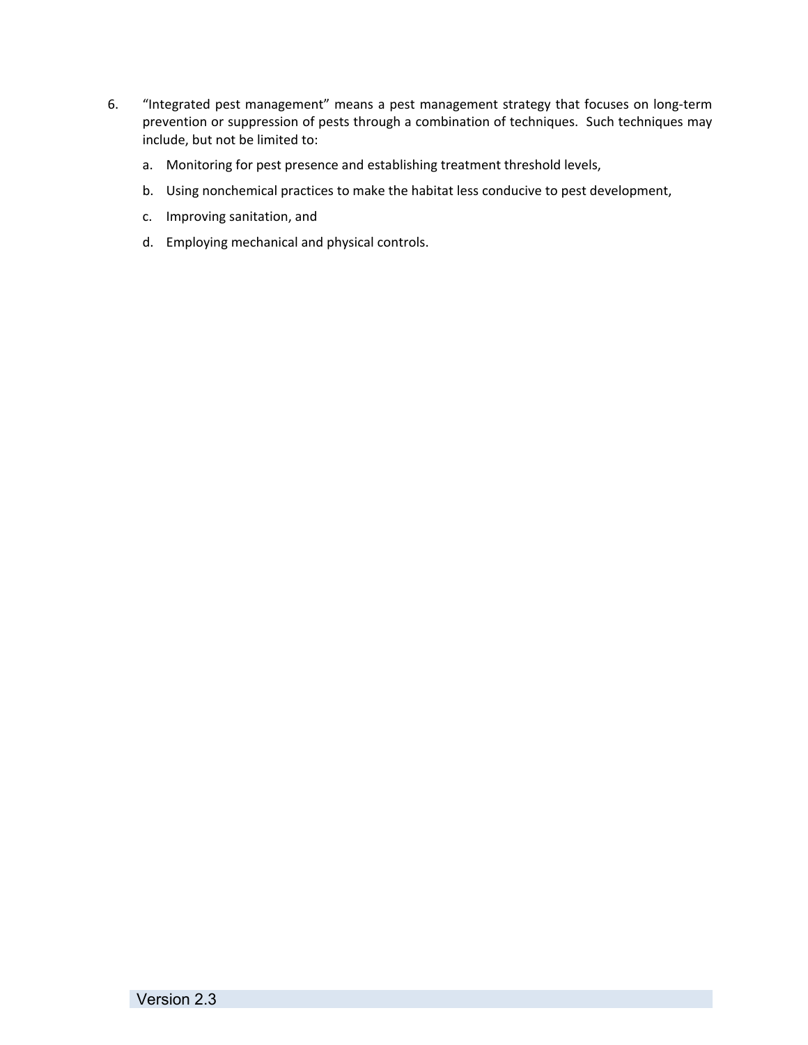6. “Integrated pest management” means a pest management strategy that focuses on long-term prevention or suppression of pests through a combination of techniques. Such techniques may include, but not be limited to:

   a. Monitoring for pest presence and establishing treatment threshold levels,

   b. Using nonchemical practices to make the habitat less conducive to pest development,

   c. Improving sanitation, and

   d. Employing mechanical and physical controls.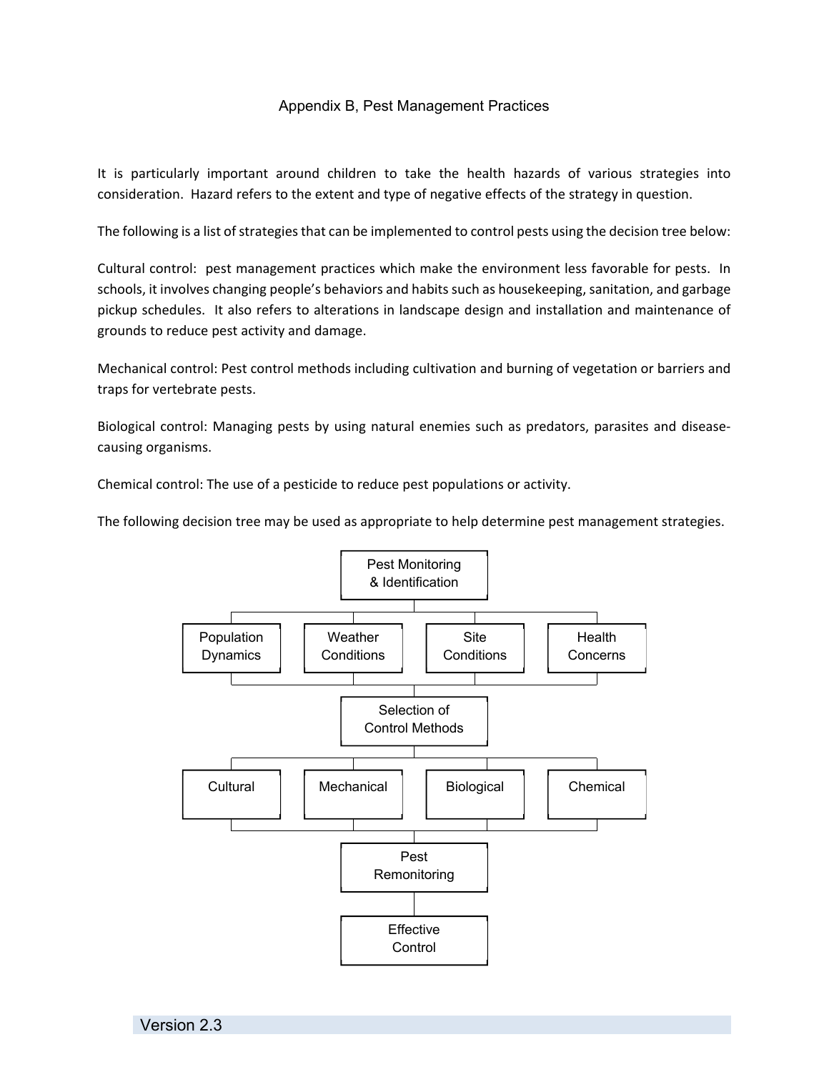## Appendix B, Pest Management Practices

It is particularly important around children to take the health hazards of various strategies into consideration. Hazard refers to the extent and type of negative effects of the strategy in question.

The following is a list of strategies that can be implemented to control pests using the decision tree below:

Cultural control: pest management practices which make the environment less favorable for pests. In schools, it involves changing people's behaviors and habits such as housekeeping, sanitation, and garbage pickup schedules. It also refers to alterations in landscape design and installation and maintenance of grounds to reduce pest activity and damage.

Mechanical control: Pest control methods including cultivation and burning of vegetation or barriers and traps for vertebrate pests.

Biological control: Managing pests by using natural enemies such as predators, parasites and disease-causing organisms.

Chemical control: The use of a pesticide to reduce pest populations or activity.

The following decision tree may be used as appropriate to help determine pest management strategies.

Pest Monitoring & Identification

Population Dynamics | Weather Conditions | Site Conditions | Health Concerns

Selection of Control Methods

Cultural | Mechanical | Biological | Chemical

Pest Remonitoring

Effective Control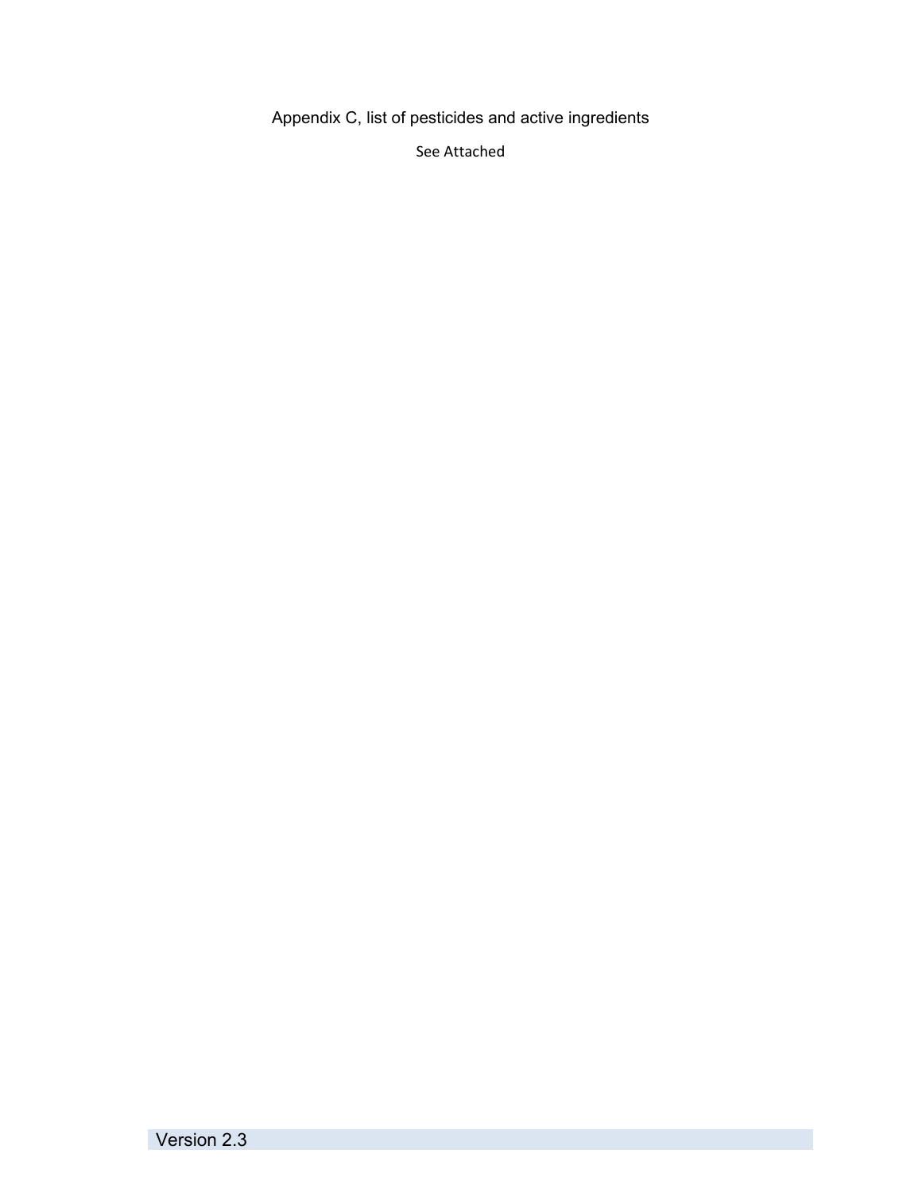Appendix C, list of pesticides and active ingredients

See Attached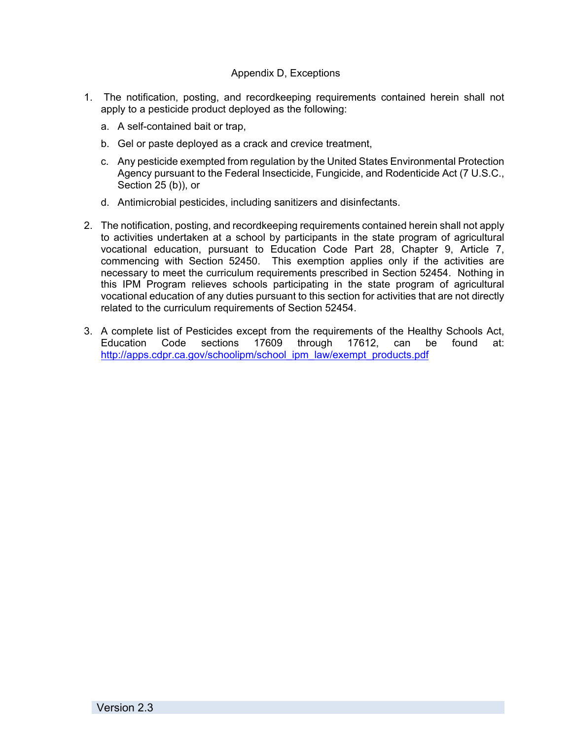# Appendix D, Exceptions

1. The notification, posting, and recordkeeping requirements contained herein shall not apply to a pesticide product deployed as the following:
   a. A self-contained bait or trap,
   b. Gel or paste deployed as a crack and crevice treatment,
   c. Any pesticide exempted from regulation by the United States Environmental Protection Agency pursuant to the Federal Insecticide, Fungicide, and Rodenticide Act (7 U.S.C., Section 25 (b)), or
   d. Antimicrobial pesticides, including sanitizers and disinfectants.

2. The notification, posting, and recordkeeping requirements contained herein shall not apply to activities undertaken at a school by participants in the state program of agricultural vocational education, pursuant to Education Code Part 28, Chapter 9, Article 7, commencing with Section 52450. This exemption applies only if the activities are necessary to meet the curriculum requirements prescribed in Section 52454. Nothing in this IPM Program relieves schools participating in the state program of agricultural vocational education of any duties pursuant to this section for activities that are not directly related to the curriculum requirements of Section 52454.

3. A complete list of Pesticides except from the requirements of the Healthy Schools Act, Education Code sections 17609 through 17612, can be found at: http://apps.cdpr.ca.gov/schoolipm/school_ipm_law/exempt_products.pdf

Version 2.3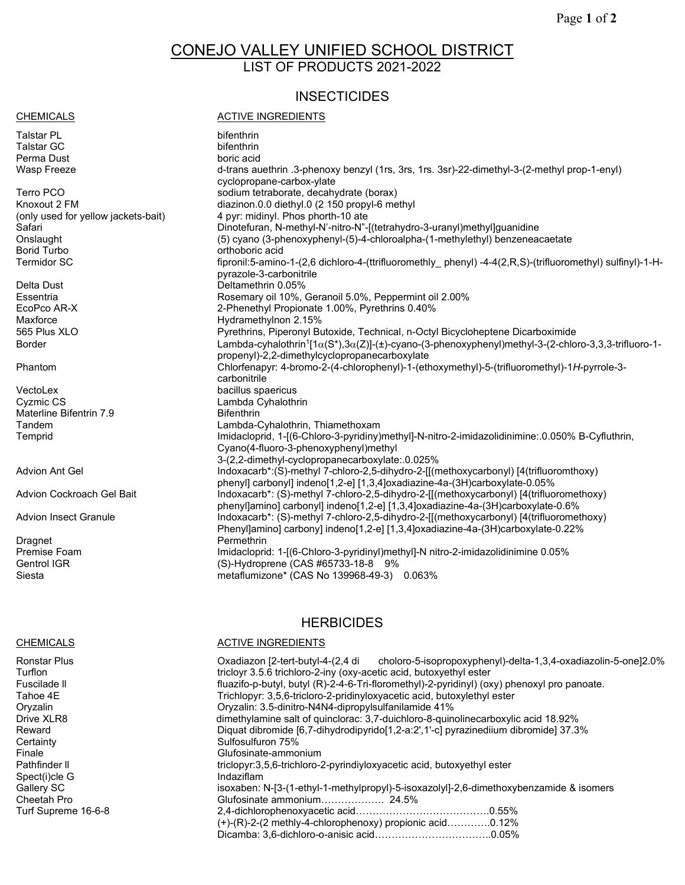# CONEJO VALLEY UNIFIED SCHOOL DISTRICT

## LIST OF PRODUCTS 2021-2022

### INSECTICIDES

| CHEMICALS | ACTIVE INGREDIENTS |
|---|---|
| Talstar PL | bifenthrin |
| Talstar GC | bifenthrin |
| Perma Dust | boric acid |
| Wasp Freeze | d-trans auethrin .3-phenoxy benzyl (1rs, 3rs, 1rs. 3sr)-22-dimethyl-3-(2-methyl prop-1-enyl) cyclopropane-carbox-ylate |
| Terro PCO | sodium tetraborate, decahydrate (borax) |
| Knoxout 2 FM (only used for yellow jackets-bait) | diazinon.0.0 diethyl.0 (2 150 propyl-6 methyl 4 pyr: midinyl. Phos phorth-10 ate |
| Safari | Dinotefuran, N-methyl-N'-nitro-N"-[(tetrahydro-3-uranyl)methyl]guanidine |
| Onslaught | (5) cyano (3-phenoxyphenyl-(5)-4-chloroalpha-(1-methylethyl) benzeneacetate |
| Borid Turbo | orthoboric acid |
| Termidor SC | fipronil:5-amino-1-(2,6 dichloro-4-(ttrifluoromethly_ phenyl) -4-4(2,R,S)-(trifluoromethyl) sulfinyl)-1-H-pyrazole-3-carbonitrile |
| Delta Dust | Deltamethrin 0.05% |
| Essentria | Rosemary oil 10%, Geranoil 5.0%, Peppermint oil 2.00% |
| EcoPco AR-X | 2-Phenethyl Propionate 1.00%, Pyrethrins 0.40% |
| Maxforce | Hydramethylnon 2.15% |
| 565 Plus XLO | Pyrethrins, Piperonyl Butoxide, Technical, n-Octyl Bicycloheptene Dicarboximide |
| Border | Lambda-cyhalothrin[1][1α(S*),3α(Z)]-(±)-cyano-(3-phenoxyphenyl)methyl-3-(2-chloro-3,3,3-trifluoro-1-propenyl)-2,2-dimethylcyclopropanecarboxylate |
| Phantom | Chlorfenapyr: 4-bromo-2-(4-chlorophenyl)-1-(ethoxymethyl)-5-(trifluoromethyl)-1*H*-pyrrole-3-carbonitrile |
| VectoLex | bacillus spaericus |
| Cyzmic CS | Lambda Cyhalothrin |
| Materline Bifentrin 7.9 | Bifenthrin |
| Tandem | Lambda-Cyhalothrin, Thiamethoxam |
| Temprid | Imidacloprid, 1-[(6-Chloro-3-pyridiny)methyl]-N-nitro-2-imidazolidinimine:.0.050% B-Cyfluthrin, Cyano(4-fluoro-3-phenoxyphenyl)methyl 3-(2,2-dimethyl-cyclopropanecarboxylate:.0.025% |
| Advion Ant Gel | Indoxacarb*:(S)-methyl 7-chloro-2,5-dihydro-2-[[(methoxycarbonyl) [4(trifluoromthoxy) phenyl] carbonyl] indeno[1,2-e] [1,3,4]oxadiazine-4a-(3H)carboxylate-0.05% |
| Advion Cockroach Gel Bait | Indoxacarb*: (S)-methyl 7-chloro-2,5-dihydro-2-[[(methoxycarbonyl) [4(trifluoromethoxy) phenyl]amino] carbonyl] indeno[1,2-e] [1,3,4]oxadiazine-4a-(3H)carboxylate-0.6% |
| Advion Insect Granule | Indoxacarb*: (S)-methyl 7-chloro-2,5-dihydro-2-[[(methoxycarbonyl) [4(trifluoromethoxy) Phenyl]amino] carbony] indeno[1,2-e] [1,3,4]oxadiazine-4a-(3H)carboxylate-0.22% |
| Dragnet | Permethrin |
| Premise Foam | Imidacloprid: 1-[(6-Chloro-3-pyridinyl)methyl]-N nitro-2-imidazolidinimine 0.05% |
| Gentrol IGR | (S)-Hydroprene (CAS #65733-18-8 9% |
| Siesta | metaflumizone* (CAS No 139968-49-3) 0.063% |

### HERBICIDES

| CHEMICALS | ACTIVE INGREDIENTS |
|---|---|
| Ronstar Plus | Oxadiazon [2-tert-butyl-4-(2,4 di choloro-5-isopropoxyphenyl)-delta-1,3,4-oxadiazolin-5-one]2.0% |
| Turflon | tricloyr 3.5.6 trichloro-2-iny (oxy-acetic acid, butoxyethyl ester |
| Fuscilade ll | fluazifo-p-butyl, butyl (R)-2-4-6-Tri-floromethyl)-2-pyridinyl) (oxy) phenoxyl pro panoate. |
| Tahoe 4E | Trichlopyr: 3,5,6-tricloro-2-pridinyloxyacetic acid, butoxylethyl ester |
| Oryzalin | Oryzalin: 3.5-dinitro-N4N4-dipropylsulfanilamide 41% |
| Drive XLR8 | dimethylamine salt of quinclorac: 3,7-duichloro-8-quinolinecarboxylic acid 18.92% |
| Reward | Diquat dibromide [6,7-dihydrodipyrido[1,2-a:2',1'-c] pyrazinediium dibromide] 37.3% |
| Certainty | Sulfosulfuron 75% |
| Finale | Glufosinate-ammonium |
| Pathfinder ll | triclopyr:3,5,6-trichloro-2-pyrindiyloxyacetic acid, butoxyethyl ester |
| Spect(i)cle G | Indaziflam |
| Gallery SC | isoxaben: N-[3-(1-ethyl-1-methylpropyl)-5-isoxazolyl]-2,6-dimethoxybenzamide & isomers |
| Cheetah Pro | Glufosinate ammonium………………. 24.5% |
| Turf Supreme 16-6-8 | 2,4-dichlorophenoxyacetic acid………………………………….0.55% (+)-(R)-2-(2 methly-4-chlorophenoxy) propionic acid………….0.12% Dicamba: 3,6-dichloro-o-anisic acid……………………………..0.05% |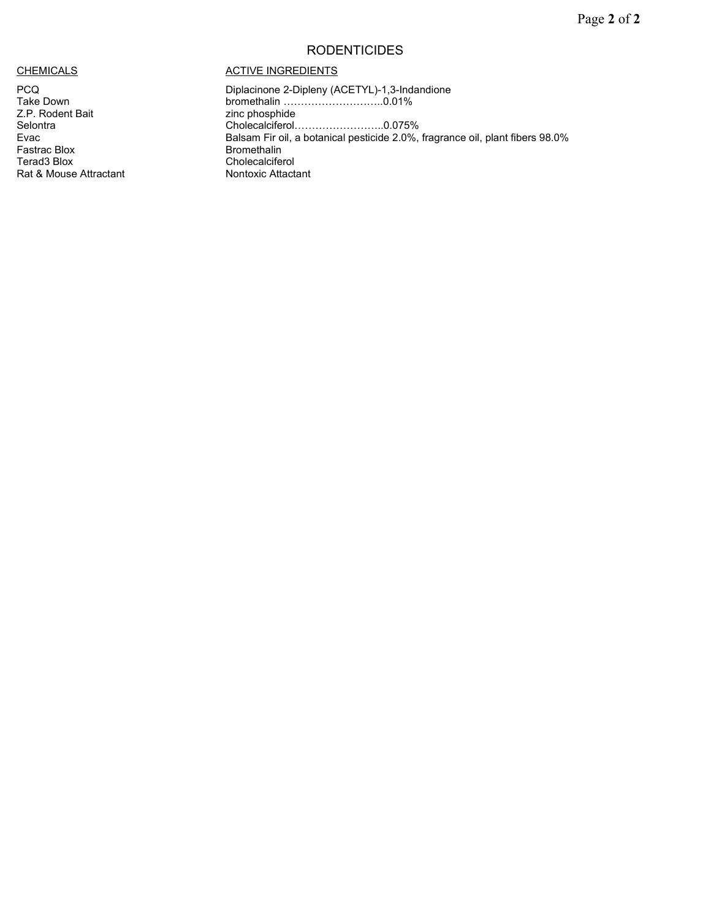## RODENTICIDES

| CHEMICALS | ACTIVE INGREDIENTS |
|---|---|
| PCQ | Diplacinone 2-Dipleny (ACETYL)-1,3-Indandione |
| Take Down | bromethalin ………………………..0.01% |
| Z.P. Rodent Bait | zinc phosphide |
| Selontra | Cholecalciferol……………………..0.075% |
| Evac | Balsam Fir oil, a botanical pesticide 2.0%, fragrance oil, plant fibers 98.0% |
| Fastrac Blox | Bromethalin |
| Terad3 Blox | Cholecalciferol |
| Rat & Mouse Attractant | Nontoxic Attactant |